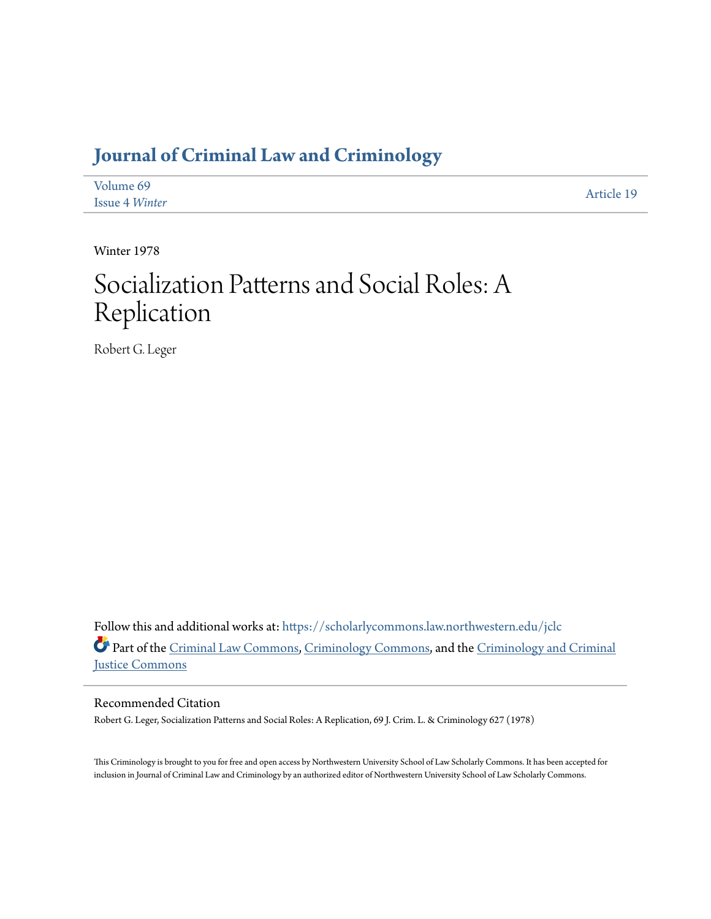# Journal of Criminal Law and Criminology

Volume 69
Issue 4 *Winter*

Article 19

Winter 1978

# Socialization Patterns and Social Roles: A Replication

Robert G. Leger

Follow this and additional works at: https://scholarlycommons.law.northwestern.edu/jclc

Part of the Criminal Law Commons, Criminology Commons, and the Criminology and Criminal Justice Commons

## Recommended Citation

Robert G. Leger, Socialization Patterns and Social Roles: A Replication, 69 J. Crim. L. & Criminology 627 (1978)

This Criminology is brought to you for free and open access by Northwestern University School of Law Scholarly Commons. It has been accepted for inclusion in Journal of Criminal Law and Criminology by an authorized editor of Northwestern University School of Law Scholarly Commons.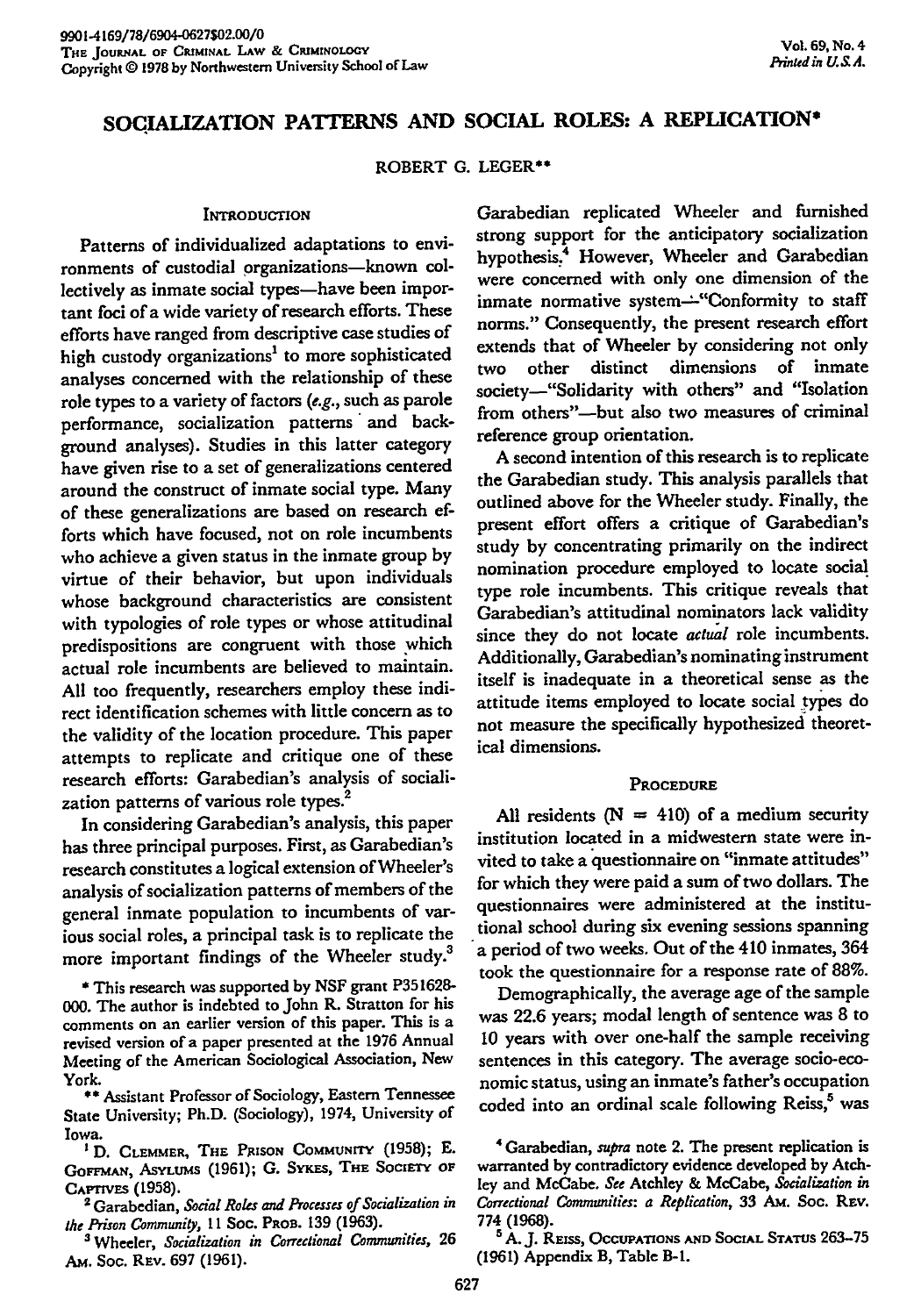# SOCIALIZATION PATTERNS AND SOCIAL ROLES: A REPLICATION*

ROBERT G. LEGER**

## INTRODUCTION

Patterns of individualized adaptations to environments of custodial organizations—known collectively as inmate social types—have been important foci of a wide variety of research efforts. These efforts have ranged from descriptive case studies of high custody organizations[1] to more sophisticated analyses concerned with the relationship of these role types to a variety of factors (*e.g.*, such as parole performance, socialization patterns and background analyses). Studies in this latter category have given rise to a set of generalizations centered around the construct of inmate social type. Many of these generalizations are based on research efforts which have focused, not on role incumbents who achieve a given status in the inmate group by virtue of their behavior, but upon individuals whose background characteristics are consistent with typologies of role types or whose attitudinal predispositions are congruent with those which actual role incumbents are believed to maintain. All too frequently, researchers employ these indirect identification schemes with little concern as to the validity of the location procedure. This paper attempts to replicate and critique one of these research efforts: Garabedian's analysis of socialization patterns of various role types.[2]

In considering Garabedian's analysis, this paper has three principal purposes. First, as Garabedian's research constitutes a logical extension of Wheeler's analysis of socialization patterns of members of the general inmate population to incumbents of various social roles, a principal task is to replicate the more important findings of the Wheeler study.[3] Garabedian replicated Wheeler and furnished strong support for the anticipatory socialization hypothesis.[4] However, Wheeler and Garabedian were concerned with only one dimension of the inmate normative system—"Conformity to staff norms." Consequently, the present research effort extends that of Wheeler by considering not only two other distinct dimensions of inmate society—"Solidarity with others" and "Isolation from others"—but also two measures of criminal reference group orientation.

A second intention of this research is to replicate the Garabedian study. This analysis parallels that outlined above for the Wheeler study. Finally, the present effort offers a critique of Garabedian's study by concentrating primarily on the indirect nomination procedure employed to locate social type role incumbents. This critique reveals that Garabedian's attitudinal nominators lack validity since they do not locate *actual* role incumbents. Additionally, Garabedian's nominating instrument itself is inadequate in a theoretical sense as the attitude items employed to locate social types do not measure the specifically hypothesized theoretical dimensions.

## PROCEDURE

All residents (N = 410) of a medium security institution located in a midwestern state were invited to take a questionnaire on "inmate attitudes" for which they were paid a sum of two dollars. The questionnaires were administered at the institutional school during six evening sessions spanning a period of two weeks. Out of the 410 inmates, 364 took the questionnaire for a response rate of 88%.

Demographically, the average age of the sample was 22.6 years; modal length of sentence was 8 to 10 years with over one-half the sample receiving sentences in this category. The average socio-economic status, using an inmate's father's occupation coded into an ordinal scale following Reiss,[5] was

---

* This research was supported by NSF grant P351628-000. The author is indebted to John R. Stratton for his comments on an earlier version of this paper. This is a revised version of a paper presented at the 1976 Annual Meeting of the American Sociological Association, New York.

** Assistant Professor of Sociology, Eastern Tennessee State University; Ph.D. (Sociology), 1974, University of Iowa.

[1] D. CLEMMER, THE PRISON COMMUNITY (1958); E. GOFFMAN, ASYLUMS (1961); G. SYKES, THE SOCIETY OF CAPTIVES (1958).

[2] Garabedian, *Social Roles and Processes of Socialization in the Prison Community*, 11 SOC. PROB. 139 (1963).

[3] Wheeler, *Socialization in Correctional Communities*, 26 AM. SOC. REV. 697 (1961).

[4] Garabedian, *supra* note 2. The present replication is warranted by contradictory evidence developed by Atchley and McCabe. *See* Atchley & McCabe, *Socialization in Correctional Communities: a Replication*, 33 AM. SOC. REV. 774 (1968).

[5] A. J. REISS, OCCUPATIONS AND SOCIAL STATUS 263–75 (1961) Appendix B, Table B-1.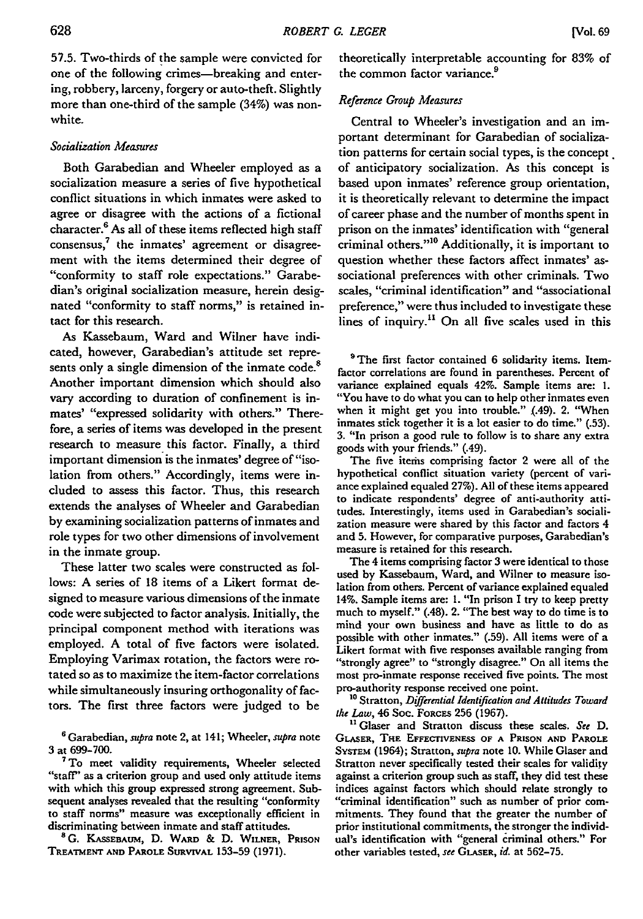57.5. Two-thirds of the sample were convicted for one of the following crimes—breaking and entering, robbery, larceny, forgery or auto-theft. Slightly more than one-third of the sample (34%) was nonwhite.

*Socialization Measures*

Both Garabedian and Wheeler employed as a socialization measure a series of five hypothetical conflict situations in which inmates were asked to agree or disagree with the actions of a fictional character.[6] As all of these items reflected high staff consensus,[7] the inmates' agreement or disagreement with the items determined their degree of "conformity to staff role expectations." Garabedian's original socialization measure, herein designated "conformity to staff norms," is retained intact for this research.

As Kassebaum, Ward and Wilner have indicated, however, Garabedian's attitude set represents only a single dimension of the inmate code.[8] Another important dimension which should also vary according to duration of confinement is inmates' "expressed solidarity with others." Therefore, a series of items was developed in the present research to measure this factor. Finally, a third important dimension is the inmates' degree of "isolation from others." Accordingly, items were included to assess this factor. Thus, this research extends the analyses of Wheeler and Garabedian by examining socialization patterns of inmates and role types for two other dimensions of involvement in the inmate group.

These latter two scales were constructed as follows: A series of 18 items of a Likert format designed to measure various dimensions of the inmate code were subjected to factor analysis. Initially, the principal component method with iterations was employed. A total of five factors were isolated. Employing Varimax rotation, the factors were rotated so as to maximize the item-factor correlations while simultaneously insuring orthogonality of factors. The first three factors were judged to be theoretically interpretable accounting for 83% of the common factor variance.[9]

*Reference Group Measures*

Central to Wheeler's investigation and an important determinant for Garabedian of socialization patterns for certain social types, is the concept of anticipatory socialization. As this concept is based upon inmates' reference group orientation, it is theoretically relevant to determine the impact of career phase and the number of months spent in prison on the inmates' identification with "general criminal others."[10] Additionally, it is important to question whether these factors affect inmates' associational preferences with other criminals. Two scales, "criminal identification" and "associational preference," were thus included to investigate these lines of inquiry.[11] On all five scales used in this

---

[6] Garabedian, *supra* note 2, at 141; Wheeler, *supra* note 3 at 699-700.

[7] To meet validity requirements, Wheeler selected "staff" as a criterion group and used only attitude items with which this group expressed strong agreement. Subsequent analyses revealed that the resulting "conformity to staff norms" measure was exceptionally efficient in discriminating between inmate and staff attitudes.

[8] G. Kassebaum, D. Ward & D. Wilner, Prison Treatment and Parole Survival 153-59 (1971).

[9] The first factor contained 6 solidarity items. Item-factor correlations are found in parentheses. Percent of variance explained equals 42%. Sample items are: 1. "You have to do what you can to help other inmates even when it might get you into trouble." (.49). 2. "When inmates stick together it is a lot easier to do time." (.53). 3. "In prison a good rule to follow is to share any extra goods with your friends." (.49).

The five items comprising factor 2 were all of the hypothetical conflict situation variety (percent of variance explained equaled 27%). All of these items appeared to indicate respondents' degree of anti-authority attitudes. Interestingly, items used in Garabedian's socialization measure were shared by this factor and factors 4 and 5. However, for comparative purposes, Garabedian's measure is retained for this research.

The 4 items comprising factor 3 were identical to those used by Kassebaum, Ward, and Wilner to measure isolation from others. Percent of variance explained equaled 14%. Sample items are: 1. "In prison I try to keep pretty much to myself." (.48). 2. "The best way to do time is to mind your own business and have as little to do as possible with other inmates." (.59). All items were of a Likert format with five responses available ranging from "strongly agree" to "strongly disagree." On all items the most pro-inmate response received five points. The most pro-authority response received one point.

[10] Stratton, *Differential Identification and Attitudes Toward the Law*, 46 Soc. Forces 256 (1967).

[11] Glaser and Stratton discuss these scales. *See* D. Glaser, The Effectiveness of a Prison and Parole System (1964); Stratton, *supra* note 10. While Glaser and Stratton never specifically tested their scales for validity against a criterion group such as staff, they did test these indices against factors which should relate strongly to "criminal identification" such as number of prior commitments. They found that the greater the number of prior institutional commitments, the stronger the individual's identification with "general criminal others." For other variables tested, *see* Glaser, *id.* at 562-75.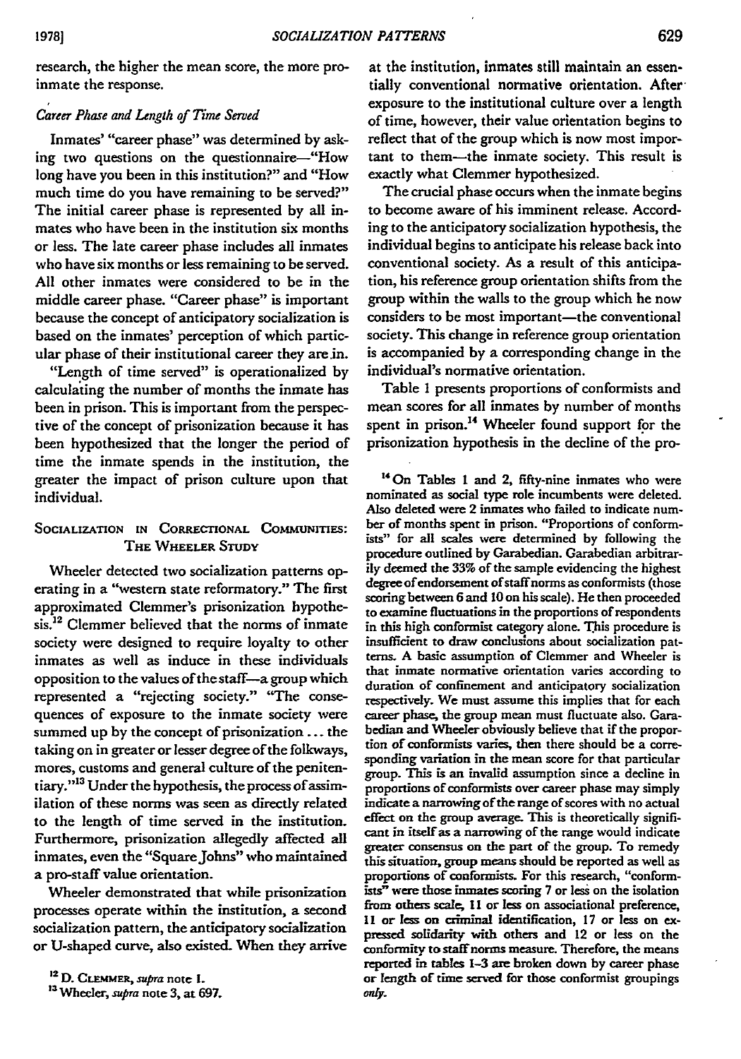research, the higher the mean score, the more pro-inmate the response.

*Career Phase and Length of Time Served*

Inmates' "career phase" was determined by asking two questions on the questionnaire—"How long have you been in this institution?" and "How much time do you have remaining to be served?" The initial career phase is represented by all inmates who have been in the institution six months or less. The late career phase includes all inmates who have six months or less remaining to be served. All other inmates were considered to be in the middle career phase. "Career phase" is important because the concept of anticipatory socialization is based on the inmates' perception of which particular phase of their institutional career they are in.

"Length of time served" is operationalized by calculating the number of months the inmate has been in prison. This is important from the perspective of the concept of prisonization because it has been hypothesized that the longer the period of time the inmate spends in the institution, the greater the impact of prison culture upon that individual.

## Socialization in Correctional Communities: The Wheeler Study

Wheeler detected two socialization patterns operating in a "western state reformatory." The first approximated Clemmer's prisonization hypothesis.[12] Clemmer believed that the norms of inmate society were designed to require loyalty to other inmates as well as induce in these individuals opposition to the values of the staff—a group which represented a "rejecting society." "The consequences of exposure to the inmate society were summed up by the concept of prisonization . . . the taking on in greater or lesser degree of the folkways, mores, customs and general culture of the penitentiary."[13] Under the hypothesis, the process of assimilation of these norms was seen as directly related to the length of time served in the institution. Furthermore, prisonization allegedly affected all inmates, even the "Square Johns" who maintained a pro-staff value orientation.

Wheeler demonstrated that while prisonization processes operate within the institution, a second socialization pattern, the anticipatory socialization or U-shaped curve, also existed. When they arrive at the institution, inmates still maintain an essentially conventional normative orientation. After exposure to the institutional culture over a length of time, however, their value orientation begins to reflect that of the group which is now most important to them—the inmate society. This result is exactly what Clemmer hypothesized.

The crucial phase occurs when the inmate begins to become aware of his imminent release. According to the anticipatory socialization hypothesis, the individual begins to anticipate his release back into conventional society. As a result of this anticipation, his reference group orientation shifts from the group within the walls to the group which he now considers to be most important—the conventional society. This change in reference group orientation is accompanied by a corresponding change in the individual's normative orientation.

Table 1 presents proportions of conformists and mean scores for all inmates by number of months spent in prison.[14] Wheeler found support for the prisonization hypothesis in the decline of the pro-

[12] D. Clemmer, *supra* note 1.

[13] Wheeler, *supra* note 3, at 697.

[14] On Tables 1 and 2, fifty-nine inmates who were nominated as social type role incumbents were deleted. Also deleted were 2 inmates who failed to indicate number of months spent in prison. "Proportions of conformists" for all scales were determined by following the procedure outlined by Garabedian. Garabedian arbitrarily deemed the 33% of the sample evidencing the highest degree of endorsement of staff norms as conformists (those scoring between 6 and 10 on his scale). He then proceeded to examine fluctuations in the proportions of respondents in this high conformist category alone. This procedure is insufficient to draw conclusions about socialization patterns. A basic assumption of Clemmer and Wheeler is that inmate normative orientation varies according to duration of confinement and anticipatory socialization respectively. We must assume this implies that for each career phase, the group mean must fluctuate also. Garabedian and Wheeler obviously believe that if the proportion of conformists varies, then there should be a corresponding variation in the mean score for that particular group. This is an invalid assumption since a decline in proportions of conformists over career phase may simply indicate a narrowing of the range of scores with no actual effect on the group average. This is theoretically significant in itself as a narrowing of the range would indicate greater consensus on the part of the group. To remedy this situation, group means should be reported as well as proportions of conformists. For this research, "conformists" were those inmates scoring 7 or less on the isolation from others scale, 11 or less on associational preference, 11 or less on criminal identification, 17 or less on expressed solidarity with others and 12 or less on the conformity to staff norms measure. Therefore, the means reported in tables 1-3 are broken down by career phase or length of time served for those conformist groupings *only*.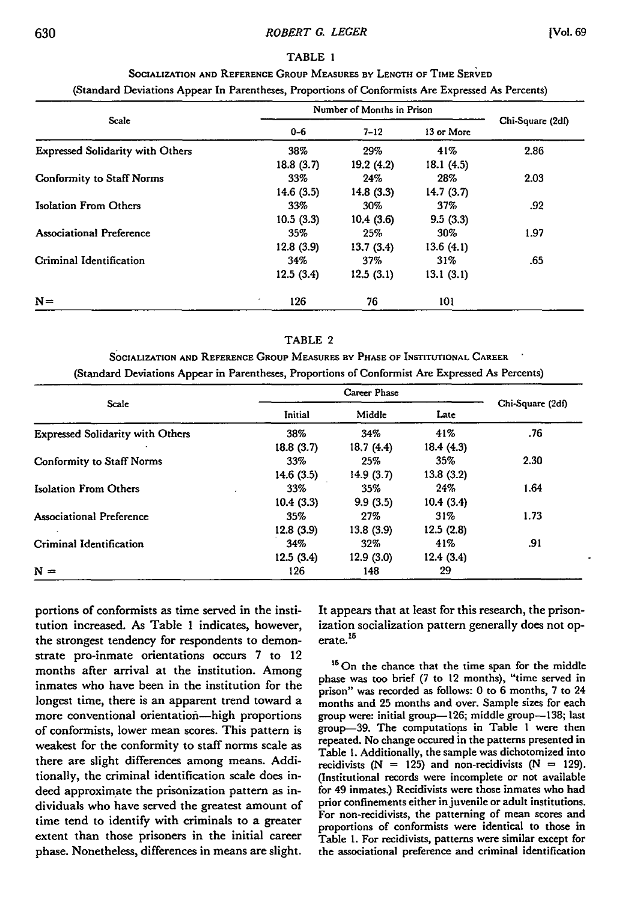TABLE 1

SOCIALIZATION AND REFERENCE GROUP MEASURES BY LENGTH OF TIME SERVED

(Standard Deviations Appear In Parentheses, Proportions of Conformists Are Expressed As Percents)

| Scale | Number of Months in Prison | | | Chi-Square (2df) |
|---|---|---|---|---|
| | 0–6 | 7–12 | 13 or More | |
| Expressed Solidarity with Others | 38% | 29% | 41% | 2.86 |
| | 18.8 (3.7) | 19.2 (4.2) | 18.1 (4.5) | |
| Conformity to Staff Norms | 33% | 24% | 28% | 2.03 |
| | 14.6 (3.5) | 14.8 (3.3) | 14.7 (3.7) | |
| Isolation From Others | 33% | 30% | 37% | .92 |
| | 10.5 (3.3) | 10.4 (3.6) | 9.5 (3.3) | |
| Associational Preference | 35% | 25% | 30% | 1.97 |
| | 12.8 (3.9) | 13.7 (3.4) | 13.6 (4.1) | |
| Criminal Identification | 34% | 37% | 31% | .65 |
| | 12.5 (3.4) | 12.5 (3.1) | 13.1 (3.1) | |
| N= | 126 | 76 | 101 | |

TABLE 2

SOCIALIZATION AND REFERENCE GROUP MEASURES BY PHASE OF INSTITUTIONAL CAREER

(Standard Deviations Appear in Parentheses, Proportions of Conformist Are Expressed As Percents)

| Scale | Career Phase | | | Chi-Square (2df) |
|---|---|---|---|---|
| | Initial | Middle | Late | |
| Expressed Solidarity with Others | 38% | 34% | 41% | .76 |
| | 18.8 (3.7) | 18.7 (4.4) | 18.4 (4.3) | |
| Conformity to Staff Norms | 33% | 25% | 35% | 2.30 |
| | 14.6 (3.5) | 14.9 (3.7) | 13.8 (3.2) | |
| Isolation From Others | 33% | 35% | 24% | 1.64 |
| | 10.4 (3.3) | 9.9 (3.5) | 10.4 (3.4) | |
| Associational Preference | 35% | 27% | 31% | 1.73 |
| | 12.8 (3.9) | 13.8 (3.9) | 12.5 (2.8) | |
| Criminal Identification | 34% | 32% | 41% | .91 |
| | 12.5 (3.4) | 12.9 (3.0) | 12.4 (3.4) | |
| N = | 126 | 148 | 29 | |

portions of conformists as time served in the institution increased. As Table 1 indicates, however, the strongest tendency for respondents to demonstrate pro-inmate orientations occurs 7 to 12 months after arrival at the institution. Among inmates who have been in the institution for the longest time, there is an apparent trend toward a more conventional orientation—high proportions of conformists, lower mean scores. This pattern is weakest for the conformity to staff norms scale as there are slight differences among means. Additionally, the criminal identification scale does indeed approximate the prisonization pattern as individuals who have served the greatest amount of time tend to identify with criminals to a greater extent than those prisoners in the initial career phase. Nonetheless, differences in means are slight. It appears that at least for this research, the prisonization socialization pattern generally does not operate.[15]

[15] On the chance that the time span for the middle phase was too brief (7 to 12 months), "time served in prison" was recorded as follows: 0 to 6 months, 7 to 24 months and 25 months and over. Sample sizes for each group were: initial group—126; middle group—138; last group—39. The computations in Table 1 were then repeated. No change occured in the patterns presented in Table 1. Additionally, the sample was dichotomized into recidivists (N = 125) and non-recidivists (N = 129). (Institutional records were incomplete or not available for 49 inmates.) Recidivists were those inmates who had prior confinements either in juvenile or adult institutions. For non-recidivists, the patterning of mean scores and proportions of conformists were identical to those in Table 1. For recidivists, patterns were similar except for the associational preference and criminal identification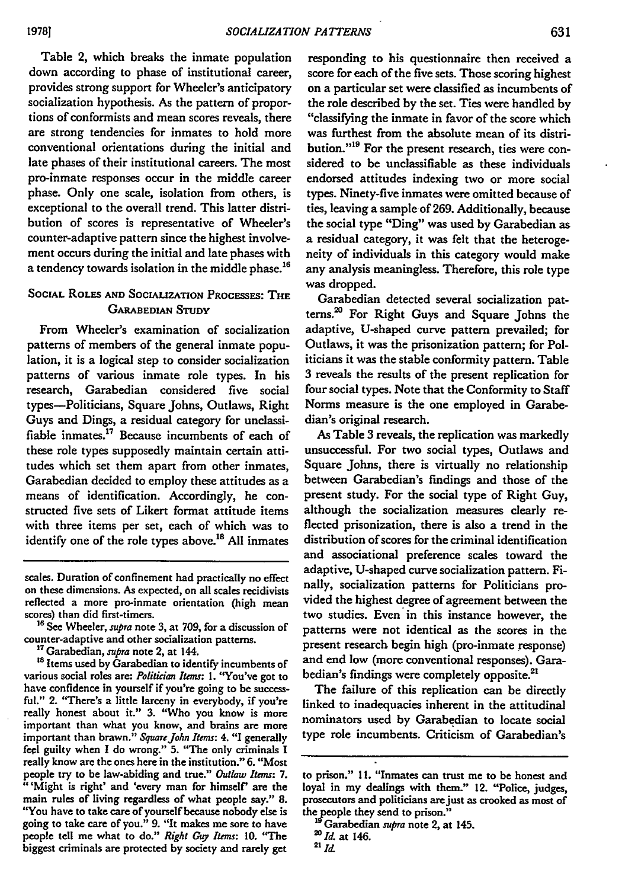Table 2, which breaks the inmate population down according to phase of institutional career, provides strong support for Wheeler's anticipatory socialization hypothesis. As the pattern of proportions of conformists and mean scores reveals, there are strong tendencies for inmates to hold more conventional orientations during the initial and late phases of their institutional careers. The most pro-inmate responses occur in the middle career phase. Only one scale, isolation from others, is exceptional to the overall trend. This latter distribution of scores is representative of Wheeler's counter-adaptive pattern since the highest involvement occurs during the initial and late phases with a tendency towards isolation in the middle phase.[16]

## SOCIAL ROLES AND SOCIALIZATION PROCESSES: THE GARABEDIAN STUDY

From Wheeler's examination of socialization patterns of members of the general inmate population, it is a logical step to consider socialization patterns of various inmate role types. In his research, Garabedian considered five social types—Politicians, Square Johns, Outlaws, Right Guys and Dings, a residual category for unclassifiable inmates.[17] Because incumbents of each of these role types supposedly maintain certain attitudes which set them apart from other inmates, Garabedian decided to employ these attitudes as a means of identification. Accordingly, he constructed five sets of Likert format attitude items with three items per set, each of which was to identify one of the role types above.[18] All inmates responding to his questionnaire then received a score for each of the five sets. Those scoring highest on a particular set were classified as incumbents of the role described by the set. Ties were handled by "classifying the inmate in favor of the score which was furthest from the absolute mean of its distribution."[19] For the present research, ties were considered to be unclassifiable as these individuals endorsed attitudes indexing two or more social types. Ninety-five inmates were omitted because of ties, leaving a sample of 269. Additionally, because the social type "Ding" was used by Garabedian as a residual category, it was felt that the heterogeneity of individuals in this category would make any analysis meaningless. Therefore, this role type was dropped.

Garabedian detected several socialization patterns.[20] For Right Guys and Square Johns the adaptive, U-shaped curve pattern prevailed; for Outlaws, it was the prisonization pattern; for Politicians it was the stable conformity pattern. Table 3 reveals the results of the present replication for four social types. Note that the Conformity to Staff Norms measure is the one employed in Garabedian's original research.

As Table 3 reveals, the replication was markedly unsuccessful. For two social types, Outlaws and Square Johns, there is virtually no relationship between Garabedian's findings and those of the present study. For the social type of Right Guy, although the socialization measures clearly reflected prisonization, there is also a trend in the distribution of scores for the criminal identification and associational preference scales toward the adaptive, U-shaped curve socialization pattern. Finally, socialization patterns for Politicians provided the highest degree of agreement between the two studies. Even in this instance however, the patterns were not identical as the scores in the present research begin high (pro-inmate response) and end low (more conventional responses). Garabedian's findings were completely opposite.[21]

The failure of this replication can be directly linked to inadequacies inherent in the attitudinal nominators used by Garabedian to locate social type role incumbents. Criticism of Garabedian's

---

scales. Duration of confinement had practically no effect on these dimensions. As expected, on all scales recidivists reflected a more pro-inmate orientation (high mean scores) than did first-timers.

[16] See Wheeler, *supra* note 3, at 709, for a discussion of counter-adaptive and other socialization patterns.

[17] Garabedian, *supra* note 2, at 144.

[18] Items used by Garabedian to identify incumbents of various social roles are: *Politician Items*: 1. "You've got to have confidence in yourself if you're going to be successful." 2. "There's a little larceny in everybody, if you're really honest about it." 3. "Who you know is more important than what you know, and brains are more important than brawn." *Square John Items*: 4. "I generally feel guilty when I do wrong." 5. "The only criminals I really know are the ones here in the institution." 6. "Most people try to be law-abiding and true." *Outlaw Items*: 7. "'Might is right' and 'every man for himself' are the main rules of living regardless of what people say." 8. "You have to take care of yourself because nobody else is going to take care of you." 9. "It makes me sore to have people tell me what to do." *Right Guy Items*: 10. "The biggest criminals are protected by society and rarely get to prison." 11. "Inmates can trust me to be honest and loyal in my dealings with them." 12. "Police, judges, prosecutors and politicians are just as crooked as most of the people they send to prison."

[19] Garabedian *supra* note 2, at 145.

[20] *Id.* at 146.

[21] *Id.*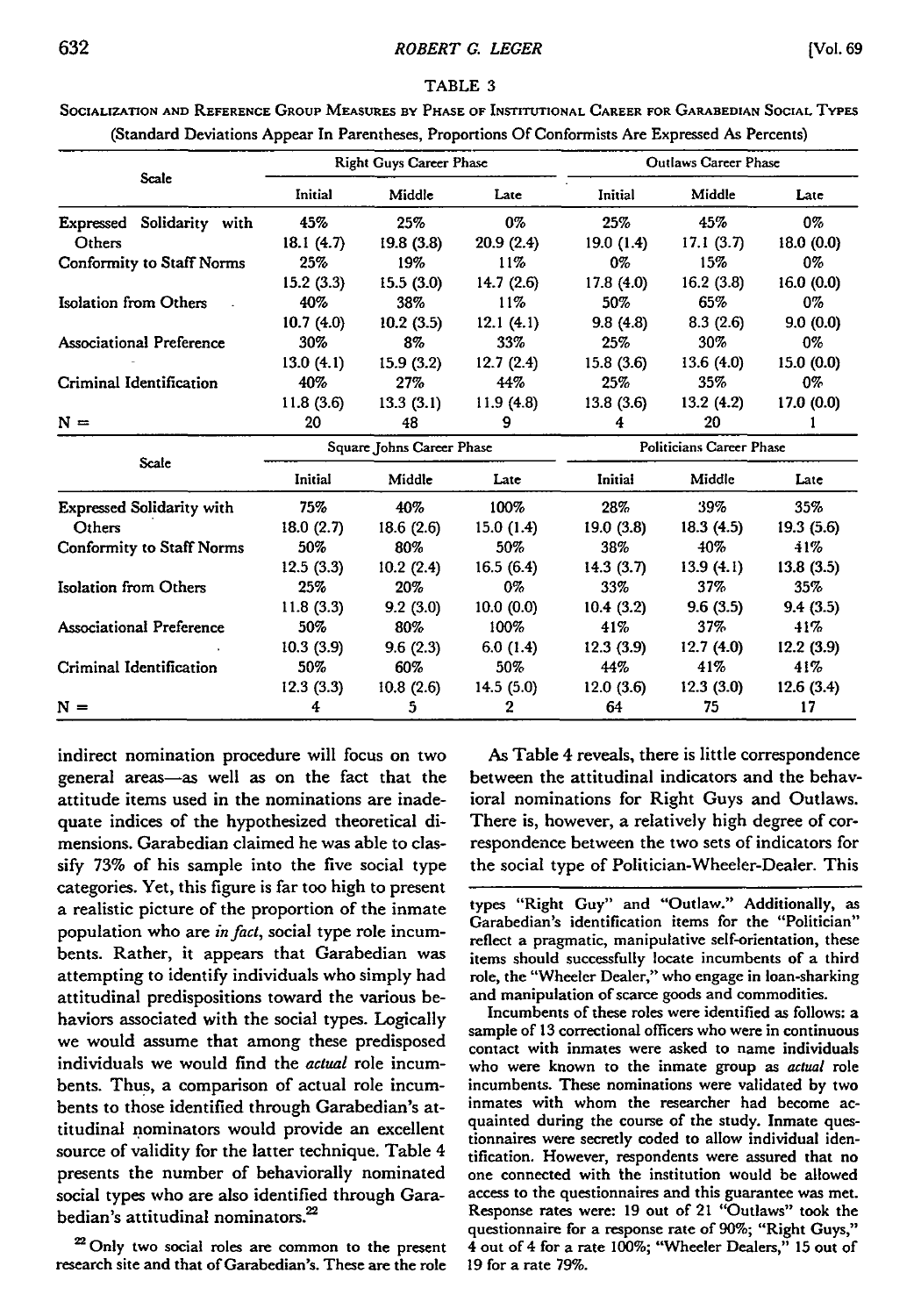TABLE 3

SOCIALIZATION AND REFERENCE GROUP MEASURES BY PHASE OF INSTITUTIONAL CAREER FOR GARABEDIAN SOCIAL TYPES (Standard Deviations Appear In Parentheses, Proportions Of Conformists Are Expressed As Percents)

| Scale | Right Guys Career Phase | | | Outlaws Career Phase | | |
|---|---|---|---|---|---|---|
| | Initial | Middle | Late | Initial | Middle | Late |
| Expressed Solidarity with Others | 45% | 25% | 0% | 25% | 45% | 0% |
| | 18.1 (4.7) | 19.8 (3.8) | 20.9 (2.4) | 19.0 (1.4) | 17.1 (3.7) | 18.0 (0.0) |
| Conformity to Staff Norms | 25% | 19% | 11% | 0% | 15% | 0% |
| | 15.2 (3.3) | 15.5 (3.0) | 14.7 (2.6) | 17.8 (4.0) | 16.2 (3.8) | 16.0 (0.0) |
| Isolation from Others | 40% | 38% | 11% | 50% | 65% | 0% |
| | 10.7 (4.0) | 10.2 (3.5) | 12.1 (4.1) | 9.8 (4.8) | 8.3 (2.6) | 9.0 (0.0) |
| Associational Preference | 30% | 8% | 33% | 25% | 30% | 0% |
| | 13.0 (4.1) | 15.9 (3.2) | 12.7 (2.4) | 15.8 (3.6) | 13.6 (4.0) | 15.0 (0.0) |
| Criminal Identification | 40% | 27% | 44% | 25% | 35% | 0% |
| | 11.8 (3.6) | 13.3 (3.1) | 11.9 (4.8) | 13.8 (3.6) | 13.2 (4.2) | 17.0 (0.0) |
| N = | 20 | 48 | 9 | 4 | 20 | 1 |

| Scale | Square Johns Career Phase | | | Politicians Career Phase | | |
|---|---|---|---|---|---|---|
| | Initial | Middle | Late | Initial | Middle | Late |
| Expressed Solidarity with Others | 75% | 40% | 100% | 28% | 39% | 35% |
| | 18.0 (2.7) | 18.6 (2.6) | 15.0 (1.4) | 19.0 (3.8) | 18.3 (4.5) | 19.3 (5.6) |
| Conformity to Staff Norms | 50% | 80% | 50% | 38% | 40% | 41% |
| | 12.5 (3.3) | 10.2 (2.4) | 16.5 (6.4) | 14.3 (3.7) | 13.9 (4.1) | 13.8 (3.5) |
| Isolation from Others | 25% | 20% | 0% | 33% | 37% | 35% |
| | 11.8 (3.3) | 9.2 (3.0) | 10.0 (0.0) | 10.4 (3.2) | 9.6 (3.5) | 9.4 (3.5) |
| Associational Preference | 50% | 80% | 100% | 41% | 37% | 41% |
| | 10.3 (3.9) | 9.6 (2.3) | 6.0 (1.4) | 12.3 (3.9) | 12.7 (4.0) | 12.2 (3.9) |
| Criminal Identification | 50% | 60% | 50% | 44% | 41% | 41% |
| | 12.3 (3.3) | 10.8 (2.6) | 14.5 (5.0) | 12.0 (3.6) | 12.3 (3.0) | 12.6 (3.4) |
| N = | 4 | 5 | 2 | 64 | 75 | 17 |

indirect nomination procedure will focus on two general areas—as well as on the fact that the attitude items used in the nominations are inadequate indices of the hypothesized theoretical dimensions. Garabedian claimed he was able to classify 73% of his sample into the five social type categories. Yet, this figure is far too high to present a realistic picture of the proportion of the inmate population who are *in fact*, social type role incumbents. Rather, it appears that Garabedian was attempting to identify individuals who simply had attitudinal predispositions toward the various behaviors associated with the social types. Logically we would assume that among these predisposed individuals we would find the *actual* role incumbents. Thus, a comparison of actual role incumbents to those identified through Garabedian's attitudinal nominators would provide an excellent source of validity for the latter technique. Table 4 presents the number of behaviorally nominated social types who are also identified through Garabedian's attitudinal nominators.[22]

As Table 4 reveals, there is little correspondence between the attitudinal indicators and the behavioral nominations for Right Guys and Outlaws. There is, however, a relatively high degree of correspondence between the two sets of indicators for the social type of Politician-Wheeler-Dealer. This

[22] Only two social roles are common to the present research site and that of Garabedian's. These are the role types "Right Guy" and "Outlaw." Additionally, as Garabedian's identification items for the "Politician" reflect a pragmatic, manipulative self-orientation, these items should successfully locate incumbents of a third role, the "Wheeler Dealer," who engage in loan-sharking and manipulation of scarce goods and commodities.

Incumbents of these roles were identified as follows: a sample of 13 correctional officers who were in continuous contact with inmates were asked to name individuals who were known to the inmate group as *actual* role incumbents. These nominations were validated by two inmates with whom the researcher had become acquainted during the course of the study. Inmate questionnaires were secretly coded to allow individual identification. However, respondents were assured that no one connected with the institution would be allowed access to the questionnaires and this guarantee was met. Response rates were: 19 out of 21 "Outlaws" took the questionnaire for a response rate of 90%; "Right Guys," 4 out of 4 for a rate 100%; "Wheeler Dealers," 15 out of 19 for a rate 79%.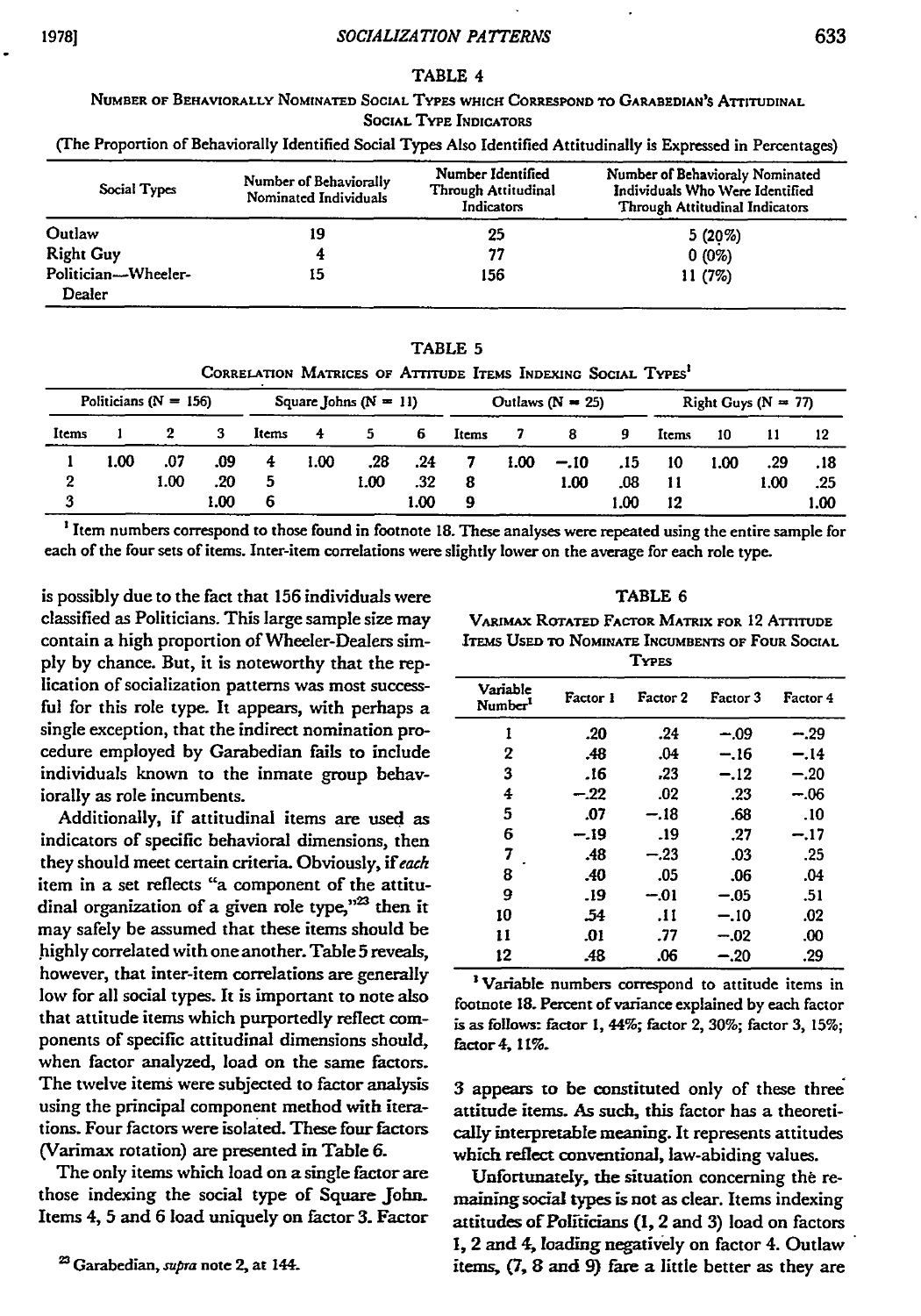TABLE 4

NUMBER OF BEHAVIORALLY NOMINATED SOCIAL TYPES WHICH CORRESPOND TO GARABEDIAN'S ATTITUDINAL SOCIAL TYPE INDICATORS

(The Proportion of Behaviorally Identified Social Types Also Identified Attitudinally is Expressed in Percentages)

| Social Types | Number of Behaviorally Nominated Individuals | Number Identified Through Attitudinal Indicators | Number of Behavioraly Nominated Individuals Who Were Identified Through Attitudinal Indicators |
|---|---|---|---|
| Outlaw | 19 | 25 | 5 (20%) |
| Right Guy | 4 | 77 | 0 (0%) |
| Politician—Wheeler-Dealer | 15 | 156 | 11 (7%) |

TABLE 5

CORRELATION MATRICES OF ATTITUDE ITEMS INDEXING SOCIAL TYPES[1]

| Politicians (N = 156) | | | | Square Johns (N = 11) | | | | Outlaws (N = 25) | | | | Right Guys (N = 77) | | | |
|---|---|---|---|---|---|---|---|---|---|---|---|---|---|---|---|
| Items | 1 | 2 | 3 | Items | 4 | 5 | 6 | Items | 7 | 8 | 9 | Items | 10 | 11 | 12 |
| 1 | 1.00 | .07 | .09 | 4 | 1.00 | .28 | .24 | 7 | 1.00 | −.10 | .15 | 10 | 1.00 | .29 | .18 |
| 2 | | 1.00 | .20 | 5 | | 1.00 | .32 | 8 | | 1.00 | .08 | 11 | | 1.00 | .25 |
| 3 | | | 1.00 | 6 | | | 1.00 | 9 | | | 1.00 | 12 | | | 1.00 |

[1] Item numbers correspond to those found in footnote 18. These analyses were repeated using the entire sample for each of the four sets of items. Inter-item correlations were slightly lower on the average for each role type.

is possibly due to the fact that 156 individuals were classified as Politicians. This large sample size may contain a high proportion of Wheeler-Dealers simply by chance. But, it is noteworthy that the replication of socialization patterns was most successful for this role type. It appears, with perhaps a single exception, that the indirect nomination procedure employed by Garabedian fails to include individuals known to the inmate group behaviorally as role incumbents.

Additionally, if attitudinal items are used as indicators of specific behavioral dimensions, then they should meet certain criteria. Obviously, if *each* item in a set reflects "a component of the attitudinal organization of a given role type,"[23] then it may safely be assumed that these items should be highly correlated with one another. Table 5 reveals, however, that inter-item correlations are generally low for all social types. It is important to note also that attitude items which purportedly reflect components of specific attitudinal dimensions should, when factor analyzed, load on the same factors. The twelve items were subjected to factor analysis using the principal component method with iterations. Four factors were isolated. These four factors (Varimax rotation) are presented in Table 6.

The only items which load on a single factor are those indexing the social type of Square John. Items 4, 5 and 6 load uniquely on factor 3. Factor 3 appears to be constituted only of these three attitude items. As such, this factor has a theoretically interpretable meaning. It represents attitudes which reflect conventional, law-abiding values.

TABLE 6

VARIMAX ROTATED FACTOR MATRIX FOR 12 ATTITUDE ITEMS USED TO NOMINATE INCUMBENTS OF FOUR SOCIAL TYPES

| Variable Number[1] | Factor 1 | Factor 2 | Factor 3 | Factor 4 |
|---|---|---|---|---|
| 1 | .20 | .24 | −.09 | −.29 |
| 2 | .48 | .04 | −.16 | −.14 |
| 3 | .16 | .23 | −.12 | −.20 |
| 4 | −.22 | .02 | .23 | −.06 |
| 5 | .07 | −.18 | .68 | .10 |
| 6 | −.19 | .19 | .27 | −.17 |
| 7 | .48 | −.23 | .03 | .25 |
| 8 | .40 | .05 | .06 | .04 |
| 9 | .19 | −.01 | −.05 | .51 |
| 10 | .54 | .11 | −.10 | .02 |
| 11 | .01 | .77 | −.02 | .00 |
| 12 | .48 | .06 | −.20 | .29 |

[1] Variable numbers correspond to attitude items in footnote 18. Percent of variance explained by each factor is as follows: factor 1, 44%; factor 2, 30%; factor 3, 15%; factor 4, 11%.

Unfortunately, the situation concerning the remaining social types is not as clear. Items indexing attitudes of Politicians (1, 2 and 3) load on factors 1, 2 and 4, loading negatively on factor 4. Outlaw items, (7, 8 and 9) fare a little better as they are

[23] Garabedian, *supra* note 2, at 144.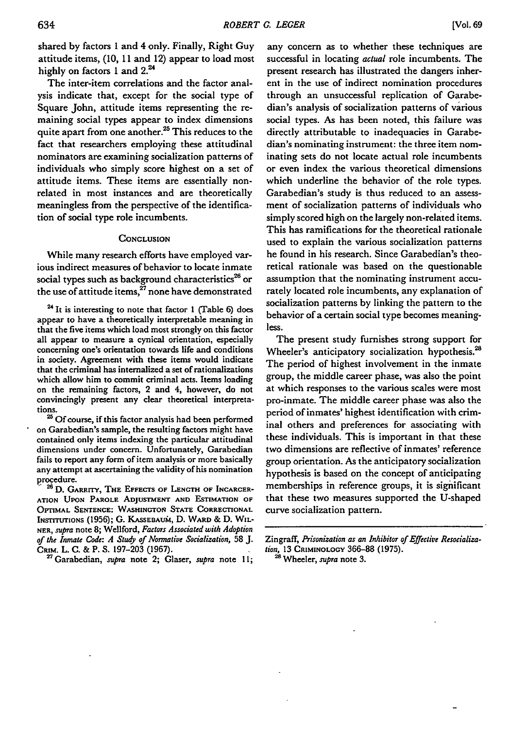shared by factors 1 and 4 only. Finally, Right Guy attitude items, (10, 11 and 12) appear to load most highly on factors 1 and 2.[24]

The inter-item correlations and the factor analysis indicate that, except for the social type of Square John, attitude items representing the remaining social types appear to index dimensions quite apart from one another.[25] This reduces to the fact that researchers employing these attitudinal nominators are examining socialization patterns of individuals who simply score highest on a set of attitude items. These items are essentially non-related in most instances and are theoretically meaningless from the perspective of the identification of social type role incumbents.

## Conclusion

While many research efforts have employed various indirect measures of behavior to locate inmate social types such as background characteristics[26] or the use of attitude items,[27] none have demonstrated any concern as to whether these techniques are successful in locating *actual* role incumbents. The present research has illustrated the dangers inherent in the use of indirect nomination procedures through an unsuccessful replication of Garabedian's analysis of socialization patterns of various social types. As has been noted, this failure was directly attributable to inadequacies in Garabedian's nominating instrument: the three item nominating sets do not locate actual role incumbents or even index the various theoretical dimensions which underline the behavior of the role types. Garabedian's study is thus reduced to an assessment of socialization patterns of individuals who simply scored high on the largely non-related items. This has ramifications for the theoretical rationale used to explain the various socialization patterns he found in his research. Since Garabedian's theoretical rationale was based on the questionable assumption that the nominating instrument accurately located role incumbents, any explanation of socialization patterns by linking the pattern to the behavior of a certain social type becomes meaningless.

The present study furnishes strong support for Wheeler's anticipatory socialization hypothesis.[28] The period of highest involvement in the inmate group, the middle career phase, was also the point at which responses to the various scales were most pro-inmate. The middle career phase was also the period of inmates' highest identification with criminal others and preferences for associating with these individuals. This is important in that these two dimensions are reflective of inmates' reference group orientation. As the anticipatory socialization hypothesis is based on the concept of anticipating memberships in reference groups, it is significant that these two measures supported the U-shaped curve socialization pattern.

---

[24] It is interesting to note that factor 1 (Table 6) does appear to have a theoretically interpretable meaning in that the five items which load most strongly on this factor all appear to measure a cynical orientation, especially concerning one's orientation towards life and conditions in society. Agreement with these items would indicate that the criminal has internalized a set of rationalizations which allow him to commit criminal acts. Items loading on the remaining factors, 2 and 4, however, do not convincingly present any clear theoretical interpretations.

[25] Of course, if this factor analysis had been performed on Garabedian's sample, the resulting factors might have contained only items indexing the particular attitudinal dimensions under concern. Unfortunately, Garabedian fails to report any form of item analysis or more basically any attempt at ascertaining the validity of his nomination procedure.

[26] D. Garrity, The Effects of Length of Incarceration Upon Parole Adjustment and Estimation of Optimal Sentence: Washington State Correctional Institutions (1956); G. Kassebaum, D. Ward & D. Wilner, *supra* note 8; Wellford, *Factors Associated with Adoption of the Inmate Code: A Study of Normative Socialization*, 58 J. Crim. L. C. & P. S. 197–203 (1967).

[27] Garabedian, *supra* note 2; Glaser, *supra* note 11; Zingraff, *Prisonization as an Inhibitor of Effective Resocialization*, 13 Criminology 366–88 (1975).

[28] Wheeler, *supra* note 3.